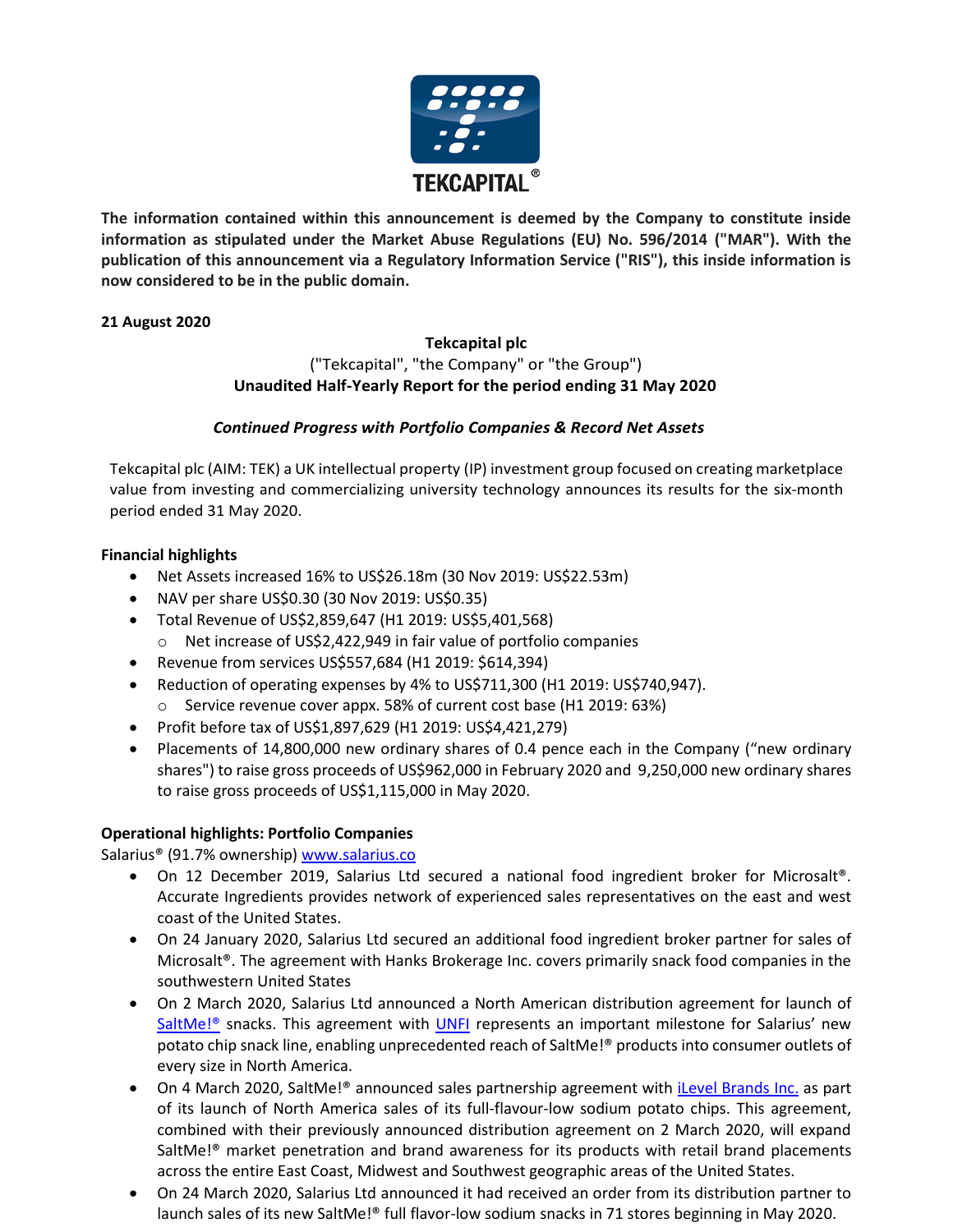TEKCAPITAL®

**The information contained within this announcement is deemed by the Company to constitute inside information as stipulated under the Market Abuse Regulations (EU) No. 596/2014 ("MAR"). With the publication of this announcement via a Regulatory Information Service ("RIS"), this inside information is now considered to be in the public domain.**

**21 August 2020**

**Tekcapital plc**
("Tekcapital", "the Company" or "the Group")
**Unaudited Half-Yearly Report for the period ending 31 May 2020**

***Continued Progress with Portfolio Companies & Record Net Assets***

Tekcapital plc (AIM: TEK) a UK intellectual property (IP) investment group focused on creating marketplace value from investing and commercializing university technology announces its results for the six-month period ended 31 May 2020.

**Financial highlights**

- Net Assets increased 16% to US$26.18m (30 Nov 2019: US$22.53m)
- NAV per share US$0.30 (30 Nov 2019: US$0.35)
- Total Revenue of US$2,859,647 (H1 2019: US$5,401,568)
  - Net increase of US$2,422,949 in fair value of portfolio companies
- Revenue from services US$557,684 (H1 2019: $614,394)
- Reduction of operating expenses by 4% to US$711,300 (H1 2019: US$740,947).
  - Service revenue cover appx. 58% of current cost base (H1 2019: 63%)
- Profit before tax of US$1,897,629 (H1 2019: US$4,421,279)
- Placements of 14,800,000 new ordinary shares of 0.4 pence each in the Company ("new ordinary shares") to raise gross proceeds of US$962,000 in February 2020 and 9,250,000 new ordinary shares to raise gross proceeds of US$1,115,000 in May 2020.

**Operational highlights: Portfolio Companies**

Salarius® (91.7% ownership) www.salarius.co

- On 12 December 2019, Salarius Ltd secured a national food ingredient broker for Microsalt®. Accurate Ingredients provides network of experienced sales representatives on the east and west coast of the United States.
- On 24 January 2020, Salarius Ltd secured an additional food ingredient broker partner for sales of Microsalt®. The agreement with Hanks Brokerage Inc. covers primarily snack food companies in the southwestern United States
- On 2 March 2020, Salarius Ltd announced a North American distribution agreement for launch of SaltMe!® snacks. This agreement with UNFI represents an important milestone for Salarius' new potato chip snack line, enabling unprecedented reach of SaltMe!® products into consumer outlets of every size in North America.
- On 4 March 2020, SaltMe!® announced sales partnership agreement with iLevel Brands Inc. as part of its launch of North America sales of its full-flavour-low sodium potato chips. This agreement, combined with their previously announced distribution agreement on 2 March 2020, will expand SaltMe!® market penetration and brand awareness for its products with retail brand placements across the entire East Coast, Midwest and Southwest geographic areas of the United States.
- On 24 March 2020, Salarius Ltd announced it had received an order from its distribution partner to launch sales of its new SaltMe!® full flavor-low sodium snacks in 71 stores beginning in May 2020.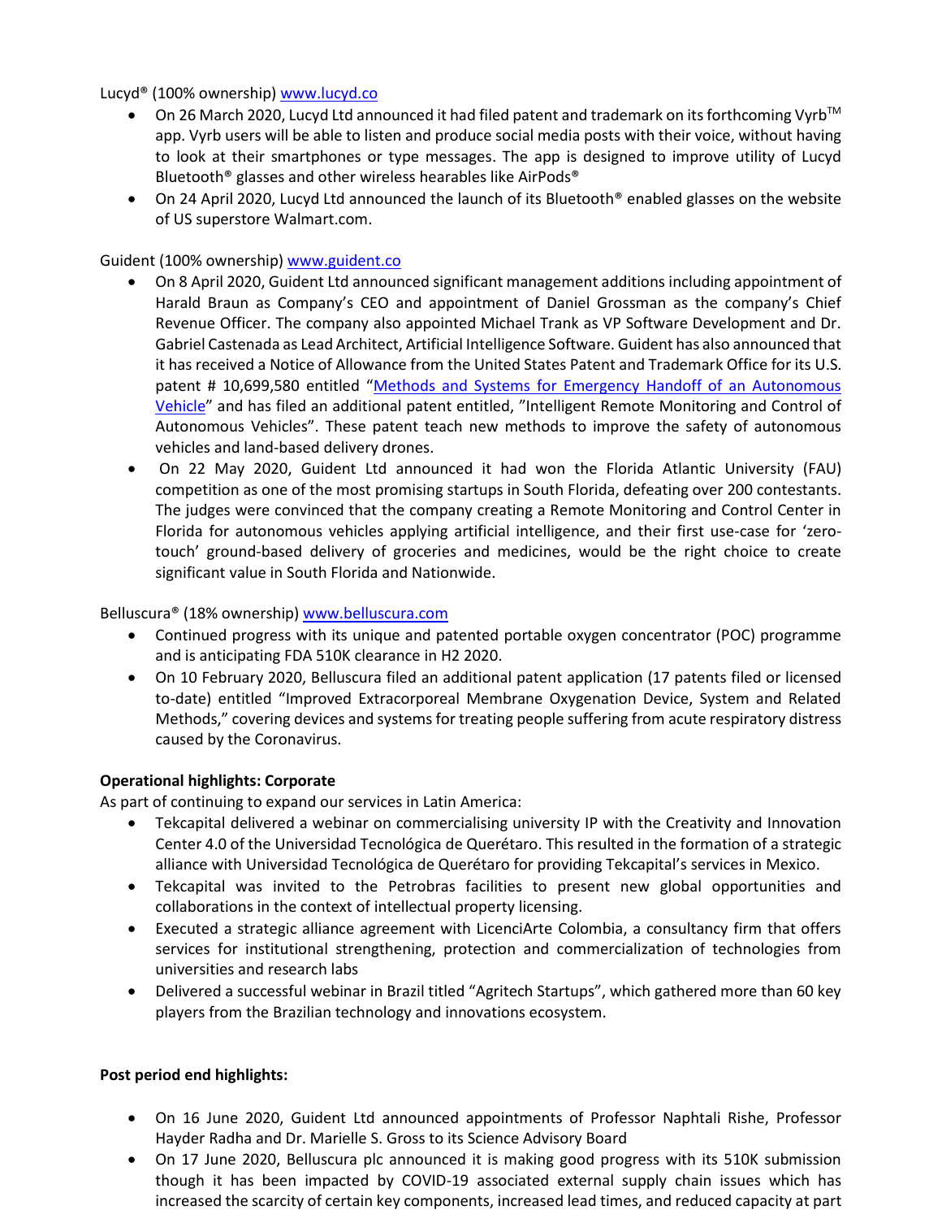Lucyd® (100% ownership) www.lucyd.co

- On 26 March 2020, Lucyd Ltd announced it had filed patent and trademark on its forthcoming Vyrb™ app. Vyrb users will be able to listen and produce social media posts with their voice, without having to look at their smartphones or type messages. The app is designed to improve utility of Lucyd Bluetooth® glasses and other wireless hearables like AirPods®
- On 24 April 2020, Lucyd Ltd announced the launch of its Bluetooth® enabled glasses on the website of US superstore Walmart.com.

Guident (100% ownership) www.guident.co

- On 8 April 2020, Guident Ltd announced significant management additions including appointment of Harald Braun as Company's CEO and appointment of Daniel Grossman as the company's Chief Revenue Officer. The company also appointed Michael Trank as VP Software Development and Dr. Gabriel Castenada as Lead Architect, Artificial Intelligence Software. Guident has also announced that it has received a Notice of Allowance from the United States Patent and Trademark Office for its U.S. patent # 10,699,580 entitled "Methods and Systems for Emergency Handoff of an Autonomous Vehicle" and has filed an additional patent entitled, "Intelligent Remote Monitoring and Control of Autonomous Vehicles". These patent teach new methods to improve the safety of autonomous vehicles and land-based delivery drones.
- On 22 May 2020, Guident Ltd announced it had won the Florida Atlantic University (FAU) competition as one of the most promising startups in South Florida, defeating over 200 contestants. The judges were convinced that the company creating a Remote Monitoring and Control Center in Florida for autonomous vehicles applying artificial intelligence, and their first use-case for 'zero-touch' ground-based delivery of groceries and medicines, would be the right choice to create significant value in South Florida and Nationwide.

Belluscura® (18% ownership) www.belluscura.com

- Continued progress with its unique and patented portable oxygen concentrator (POC) programme and is anticipating FDA 510K clearance in H2 2020.
- On 10 February 2020, Belluscura filed an additional patent application (17 patents filed or licensed to-date) entitled "Improved Extracorporeal Membrane Oxygenation Device, System and Related Methods," covering devices and systems for treating people suffering from acute respiratory distress caused by the Coronavirus.

**Operational highlights: Corporate**

As part of continuing to expand our services in Latin America:

- Tekcapital delivered a webinar on commercialising university IP with the Creativity and Innovation Center 4.0 of the Universidad Tecnológica de Querétaro. This resulted in the formation of a strategic alliance with Universidad Tecnológica de Querétaro for providing Tekcapital's services in Mexico.
- Tekcapital was invited to the Petrobras facilities to present new global opportunities and collaborations in the context of intellectual property licensing.
- Executed a strategic alliance agreement with LicenciArte Colombia, a consultancy firm that offers services for institutional strengthening, protection and commercialization of technologies from universities and research labs
- Delivered a successful webinar in Brazil titled "Agritech Startups", which gathered more than 60 key players from the Brazilian technology and innovations ecosystem.

**Post period end highlights:**

- On 16 June 2020, Guident Ltd announced appointments of Professor Naphtali Rishe, Professor Hayder Radha and Dr. Marielle S. Gross to its Science Advisory Board
- On 17 June 2020, Belluscura plc announced it is making good progress with its 510K submission though it has been impacted by COVID-19 associated external supply chain issues which has increased the scarcity of certain key components, increased lead times, and reduced capacity at part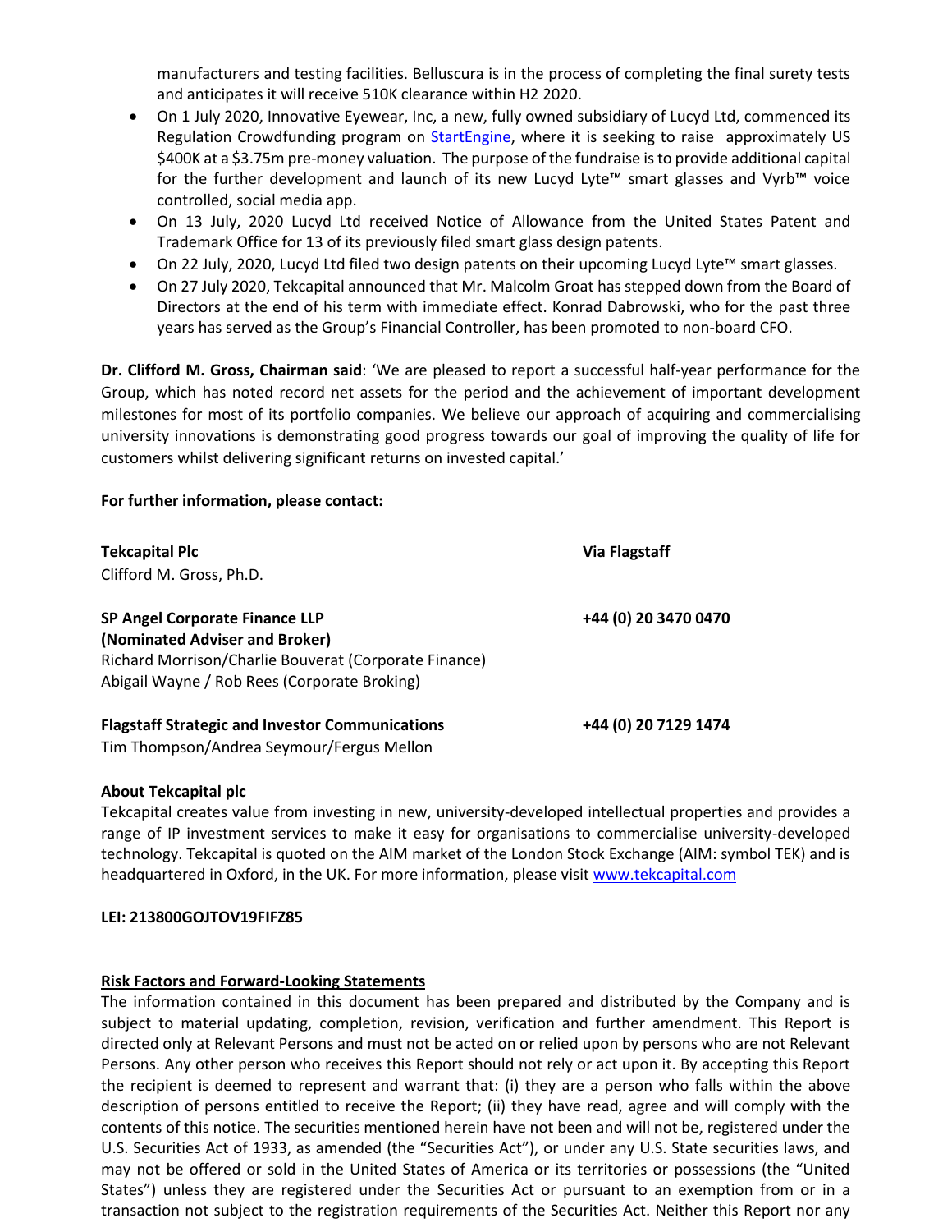manufacturers and testing facilities. Belluscura is in the process of completing the final surety tests and anticipates it will receive 510K clearance within H2 2020.

- On 1 July 2020, Innovative Eyewear, Inc, a new, fully owned subsidiary of Lucyd Ltd, commenced its Regulation Crowdfunding program on StartEngine, where it is seeking to raise approximately US $400K at a $3.75m pre-money valuation. The purpose of the fundraise is to provide additional capital for the further development and launch of its new Lucyd Lyte™ smart glasses and Vyrb™ voice controlled, social media app.
- On 13 July, 2020 Lucyd Ltd received Notice of Allowance from the United States Patent and Trademark Office for 13 of its previously filed smart glass design patents.
- On 22 July, 2020, Lucyd Ltd filed two design patents on their upcoming Lucyd Lyte™ smart glasses.
- On 27 July 2020, Tekcapital announced that Mr. Malcolm Groat has stepped down from the Board of Directors at the end of his term with immediate effect. Konrad Dabrowski, who for the past three years has served as the Group's Financial Controller, has been promoted to non-board CFO.

**Dr. Clifford M. Gross, Chairman said**: 'We are pleased to report a successful half-year performance for the Group, which has noted record net assets for the period and the achievement of important development milestones for most of its portfolio companies. We believe our approach of acquiring and commercialising university innovations is demonstrating good progress towards our goal of improving the quality of life for customers whilst delivering significant returns on invested capital.'

**For further information, please contact:**

**Tekcapital Plc** — **Via Flagstaff**
Clifford M. Gross, Ph.D.

**SP Angel Corporate Finance LLP** — **+44 (0) 20 3470 0470**
**(Nominated Adviser and Broker)**
Richard Morrison/Charlie Bouverat (Corporate Finance)
Abigail Wayne / Rob Rees (Corporate Broking)

**Flagstaff Strategic and Investor Communications** — **+44 (0) 20 7129 1474**
Tim Thompson/Andrea Seymour/Fergus Mellon

**About Tekcapital plc**

Tekcapital creates value from investing in new, university-developed intellectual properties and provides a range of IP investment services to make it easy for organisations to commercialise university-developed technology. Tekcapital is quoted on the AIM market of the London Stock Exchange (AIM: symbol TEK) and is headquartered in Oxford, in the UK. For more information, please visit www.tekcapital.com

**LEI: 213800GOJTOV19FIFZ85**

**Risk Factors and Forward-Looking Statements**

The information contained in this document has been prepared and distributed by the Company and is subject to material updating, completion, revision, verification and further amendment. This Report is directed only at Relevant Persons and must not be acted on or relied upon by persons who are not Relevant Persons. Any other person who receives this Report should not rely or act upon it. By accepting this Report the recipient is deemed to represent and warrant that: (i) they are a person who falls within the above description of persons entitled to receive the Report; (ii) they have read, agree and will comply with the contents of this notice. The securities mentioned herein have not been and will not be, registered under the U.S. Securities Act of 1933, as amended (the "Securities Act"), or under any U.S. State securities laws, and may not be offered or sold in the United States of America or its territories or possessions (the "United States") unless they are registered under the Securities Act or pursuant to an exemption from or in a transaction not subject to the registration requirements of the Securities Act. Neither this Report nor any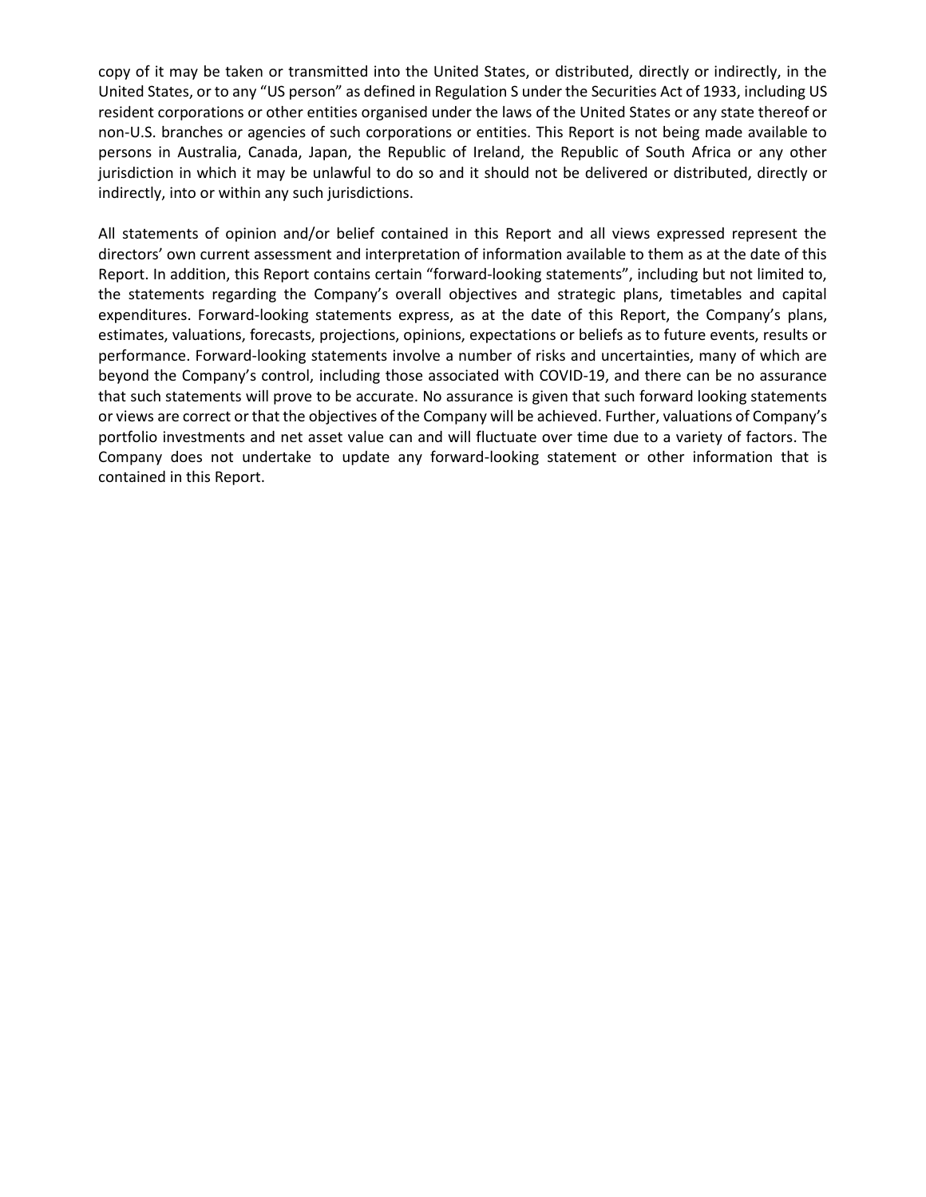copy of it may be taken or transmitted into the United States, or distributed, directly or indirectly, in the United States, or to any "US person" as defined in Regulation S under the Securities Act of 1933, including US resident corporations or other entities organised under the laws of the United States or any state thereof or non-U.S. branches or agencies of such corporations or entities. This Report is not being made available to persons in Australia, Canada, Japan, the Republic of Ireland, the Republic of South Africa or any other jurisdiction in which it may be unlawful to do so and it should not be delivered or distributed, directly or indirectly, into or within any such jurisdictions.

All statements of opinion and/or belief contained in this Report and all views expressed represent the directors' own current assessment and interpretation of information available to them as at the date of this Report. In addition, this Report contains certain "forward-looking statements", including but not limited to, the statements regarding the Company's overall objectives and strategic plans, timetables and capital expenditures. Forward-looking statements express, as at the date of this Report, the Company's plans, estimates, valuations, forecasts, projections, opinions, expectations or beliefs as to future events, results or performance. Forward-looking statements involve a number of risks and uncertainties, many of which are beyond the Company's control, including those associated with COVID-19, and there can be no assurance that such statements will prove to be accurate. No assurance is given that such forward looking statements or views are correct or that the objectives of the Company will be achieved. Further, valuations of Company's portfolio investments and net asset value can and will fluctuate over time due to a variety of factors. The Company does not undertake to update any forward-looking statement or other information that is contained in this Report.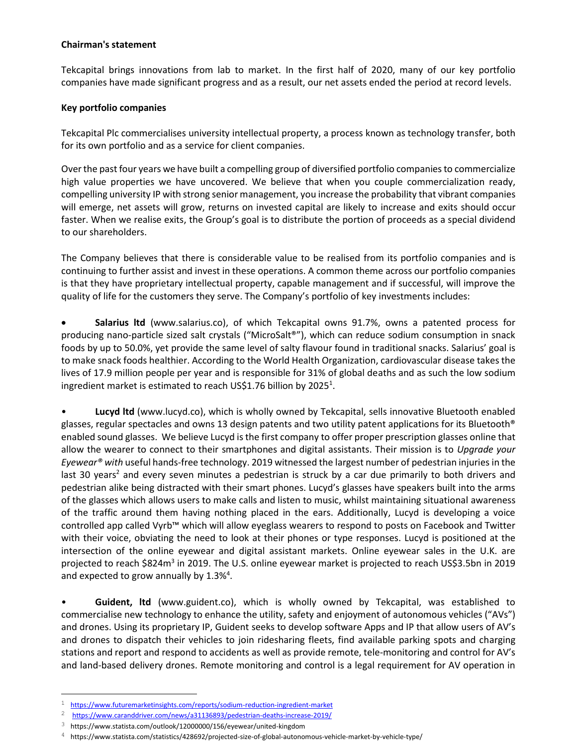**Chairman's statement**

Tekcapital brings innovations from lab to market. In the first half of 2020, many of our key portfolio companies have made significant progress and as a result, our net assets ended the period at record levels.

**Key portfolio companies**

Tekcapital Plc commercialises university intellectual property, a process known as technology transfer, both for its own portfolio and as a service for client companies.

Over the past four years we have built a compelling group of diversified portfolio companies to commercialize high value properties we have uncovered. We believe that when you couple commercialization ready, compelling university IP with strong senior management, you increase the probability that vibrant companies will emerge, net assets will grow, returns on invested capital are likely to increase and exits should occur faster. When we realise exits, the Group's goal is to distribute the portion of proceeds as a special dividend to our shareholders.

The Company believes that there is considerable value to be realised from its portfolio companies and is continuing to further assist and invest in these operations. A common theme across our portfolio companies is that they have proprietary intellectual property, capable management and if successful, will improve the quality of life for the customers they serve. The Company's portfolio of key investments includes:

- **Salarius ltd** (www.salarius.co), of which Tekcapital owns 91.7%, owns a patented process for producing nano-particle sized salt crystals ("MicroSalt®"), which can reduce sodium consumption in snack foods by up to 50.0%, yet provide the same level of salty flavour found in traditional snacks. Salarius' goal is to make snack foods healthier. According to the World Health Organization, cardiovascular disease takes the lives of 17.9 million people per year and is responsible for 31% of global deaths and as such the low sodium ingredient market is estimated to reach US$1.76 billion by 2025[1].

- **Lucyd ltd** (www.lucyd.co), which is wholly owned by Tekcapital, sells innovative Bluetooth enabled glasses, regular spectacles and owns 13 design patents and two utility patent applications for its Bluetooth® enabled sound glasses. We believe Lucyd is the first company to offer proper prescription glasses online that allow the wearer to connect to their smartphones and digital assistants. Their mission is to *Upgrade your Eyewear® with* useful hands-free technology. 2019 witnessed the largest number of pedestrian injuries in the last 30 years[2] and every seven minutes a pedestrian is struck by a car due primarily to both drivers and pedestrian alike being distracted with their smart phones. Lucyd's glasses have speakers built into the arms of the glasses which allows users to make calls and listen to music, whilst maintaining situational awareness of the traffic around them having nothing placed in the ears. Additionally, Lucyd is developing a voice controlled app called Vyrb™ which will allow eyeglass wearers to respond to posts on Facebook and Twitter with their voice, obviating the need to look at their phones or type responses. Lucyd is positioned at the intersection of the online eyewear and digital assistant markets. Online eyewear sales in the U.K. are projected to reach $824m[3] in 2019. The U.S. online eyewear market is projected to reach US$3.5bn in 2019 and expected to grow annually by 1.3%[4].

- **Guident, ltd** (www.guident.co), which is wholly owned by Tekcapital, was established to commercialise new technology to enhance the utility, safety and enjoyment of autonomous vehicles ("AVs") and drones. Using its proprietary IP, Guident seeks to develop software Apps and IP that allow users of AV's and drones to dispatch their vehicles to join ridesharing fleets, find available parking spots and charging stations and report and respond to accidents as well as provide remote, tele-monitoring and control for AV's and land-based delivery drones. Remote monitoring and control is a legal requirement for AV operation in

---

[1] https://www.futuremarketinsights.com/reports/sodium-reduction-ingredient-market

[2] https://www.caranddriver.com/news/a31136893/pedestrian-deaths-increase-2019/

[3] https://www.statista.com/outlook/12000000/156/eyewear/united-kingdom

[4] https://www.statista.com/statistics/428692/projected-size-of-global-autonomous-vehicle-market-by-vehicle-type/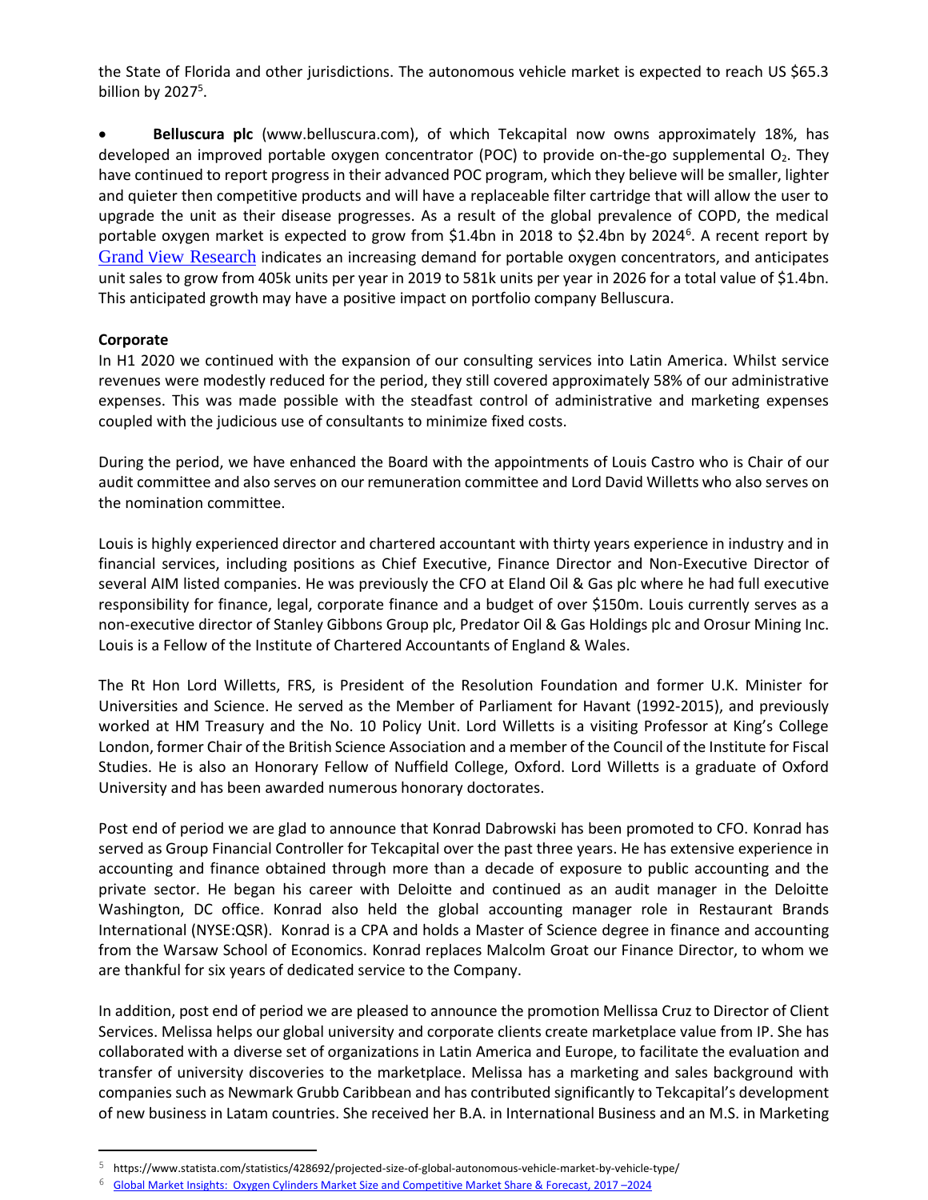the State of Florida and other jurisdictions. The autonomous vehicle market is expected to reach US $65.3 billion by 2027[5].

- **Belluscura plc** (www.belluscura.com), of which Tekcapital now owns approximately 18%, has developed an improved portable oxygen concentrator (POC) to provide on-the-go supplemental $O_2$. They have continued to report progress in their advanced POC program, which they believe will be smaller, lighter and quieter then competitive products and will have a replaceable filter cartridge that will allow the user to upgrade the unit as their disease progresses. As a result of the global prevalence of COPD, the medical portable oxygen market is expected to grow from $1.4bn in 2018 to $2.4bn by 2024[6]. A recent report by Grand View Research indicates an increasing demand for portable oxygen concentrators, and anticipates unit sales to grow from 405k units per year in 2019 to 581k units per year in 2026 for a total value of $1.4bn. This anticipated growth may have a positive impact on portfolio company Belluscura.

**Corporate**

In H1 2020 we continued with the expansion of our consulting services into Latin America. Whilst service revenues were modestly reduced for the period, they still covered approximately 58% of our administrative expenses. This was made possible with the steadfast control of administrative and marketing expenses coupled with the judicious use of consultants to minimize fixed costs.

During the period, we have enhanced the Board with the appointments of Louis Castro who is Chair of our audit committee and also serves on our remuneration committee and Lord David Willetts who also serves on the nomination committee.

Louis is highly experienced director and chartered accountant with thirty years experience in industry and in financial services, including positions as Chief Executive, Finance Director and Non-Executive Director of several AIM listed companies. He was previously the CFO at Eland Oil & Gas plc where he had full executive responsibility for finance, legal, corporate finance and a budget of over $150m. Louis currently serves as a non-executive director of Stanley Gibbons Group plc, Predator Oil & Gas Holdings plc and Orosur Mining Inc. Louis is a Fellow of the Institute of Chartered Accountants of England & Wales.

The Rt Hon Lord Willetts, FRS, is President of the Resolution Foundation and former U.K. Minister for Universities and Science. He served as the Member of Parliament for Havant (1992-2015), and previously worked at HM Treasury and the No. 10 Policy Unit. Lord Willetts is a visiting Professor at King's College London, former Chair of the British Science Association and a member of the Council of the Institute for Fiscal Studies. He is also an Honorary Fellow of Nuffield College, Oxford. Lord Willetts is a graduate of Oxford University and has been awarded numerous honorary doctorates.

Post end of period we are glad to announce that Konrad Dabrowski has been promoted to CFO. Konrad has served as Group Financial Controller for Tekcapital over the past three years. He has extensive experience in accounting and finance obtained through more than a decade of exposure to public accounting and the private sector. He began his career with Deloitte and continued as an audit manager in the Deloitte Washington, DC office. Konrad also held the global accounting manager role in Restaurant Brands International (NYSE:QSR). Konrad is a CPA and holds a Master of Science degree in finance and accounting from the Warsaw School of Economics. Konrad replaces Malcolm Groat our Finance Director, to whom we are thankful for six years of dedicated service to the Company.

In addition, post end of period we are pleased to announce the promotion Mellissa Cruz to Director of Client Services. Melissa helps our global university and corporate clients create marketplace value from IP. She has collaborated with a diverse set of organizations in Latin America and Europe, to facilitate the evaluation and transfer of university discoveries to the marketplace. Melissa has a marketing and sales background with companies such as Newmark Grubb Caribbean and has contributed significantly to Tekcapital's development of new business in Latam countries. She received her B.A. in International Business and an M.S. in Marketing

---

[5] https://www.statista.com/statistics/428692/projected-size-of-global-autonomous-vehicle-market-by-vehicle-type/

[6] Global Market Insights: Oxygen Cylinders Market Size and Competitive Market Share & Forecast, 2017 –2024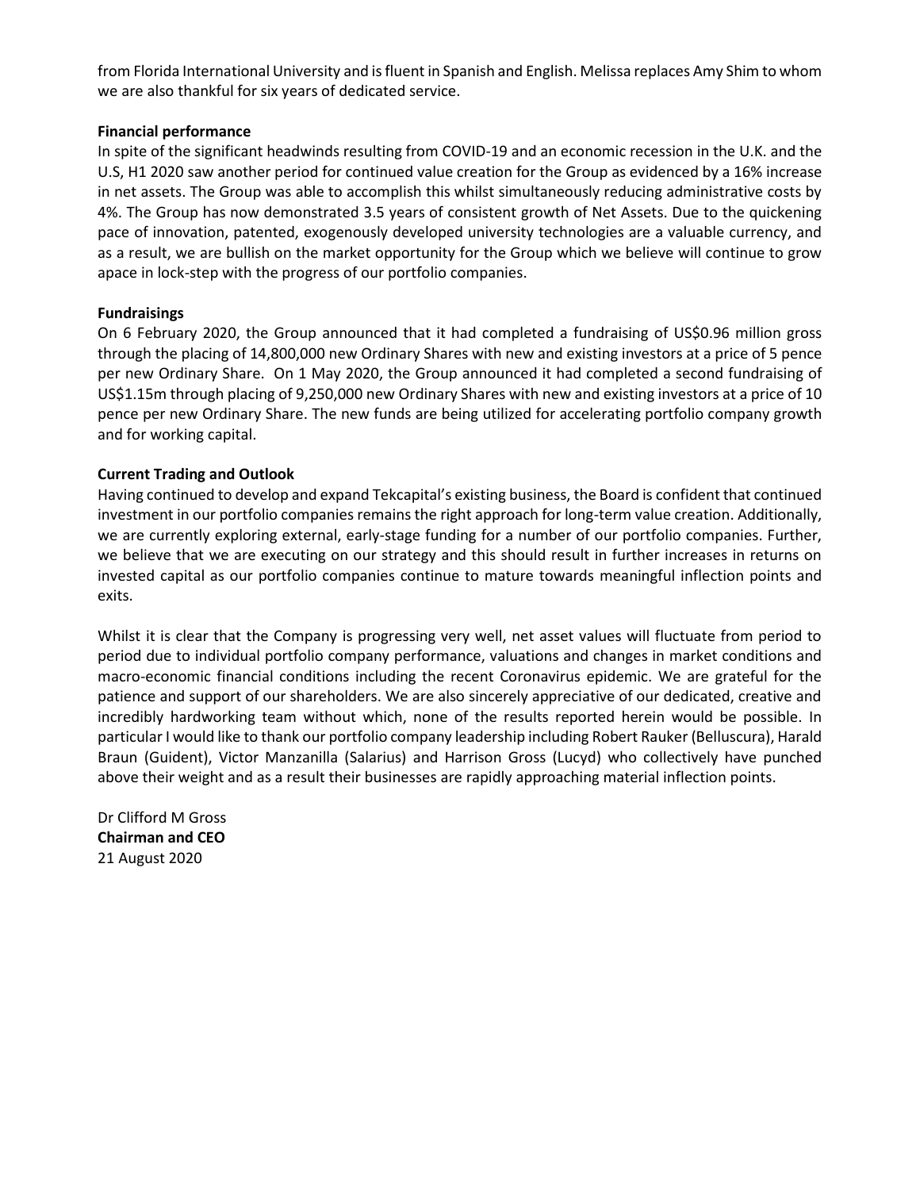from Florida International University and is fluent in Spanish and English. Melissa replaces Amy Shim to whom we are also thankful for six years of dedicated service.

**Financial performance**

In spite of the significant headwinds resulting from COVID-19 and an economic recession in the U.K. and the U.S, H1 2020 saw another period for continued value creation for the Group as evidenced by a 16% increase in net assets. The Group was able to accomplish this whilst simultaneously reducing administrative costs by 4%. The Group has now demonstrated 3.5 years of consistent growth of Net Assets. Due to the quickening pace of innovation, patented, exogenously developed university technologies are a valuable currency, and as a result, we are bullish on the market opportunity for the Group which we believe will continue to grow apace in lock-step with the progress of our portfolio companies.

**Fundraisings**

On 6 February 2020, the Group announced that it had completed a fundraising of US$0.96 million gross through the placing of 14,800,000 new Ordinary Shares with new and existing investors at a price of 5 pence per new Ordinary Share. On 1 May 2020, the Group announced it had completed a second fundraising of US$1.15m through placing of 9,250,000 new Ordinary Shares with new and existing investors at a price of 10 pence per new Ordinary Share. The new funds are being utilized for accelerating portfolio company growth and for working capital.

**Current Trading and Outlook**

Having continued to develop and expand Tekcapital's existing business, the Board is confident that continued investment in our portfolio companies remains the right approach for long-term value creation. Additionally, we are currently exploring external, early-stage funding for a number of our portfolio companies. Further, we believe that we are executing on our strategy and this should result in further increases in returns on invested capital as our portfolio companies continue to mature towards meaningful inflection points and exits.

Whilst it is clear that the Company is progressing very well, net asset values will fluctuate from period to period due to individual portfolio company performance, valuations and changes in market conditions and macro-economic financial conditions including the recent Coronavirus epidemic. We are grateful for the patience and support of our shareholders. We are also sincerely appreciative of our dedicated, creative and incredibly hardworking team without which, none of the results reported herein would be possible. In particular I would like to thank our portfolio company leadership including Robert Rauker (Belluscura), Harald Braun (Guident), Victor Manzanilla (Salarius) and Harrison Gross (Lucyd) who collectively have punched above their weight and as a result their businesses are rapidly approaching material inflection points.

Dr Clifford M Gross
**Chairman and CEO**
21 August 2020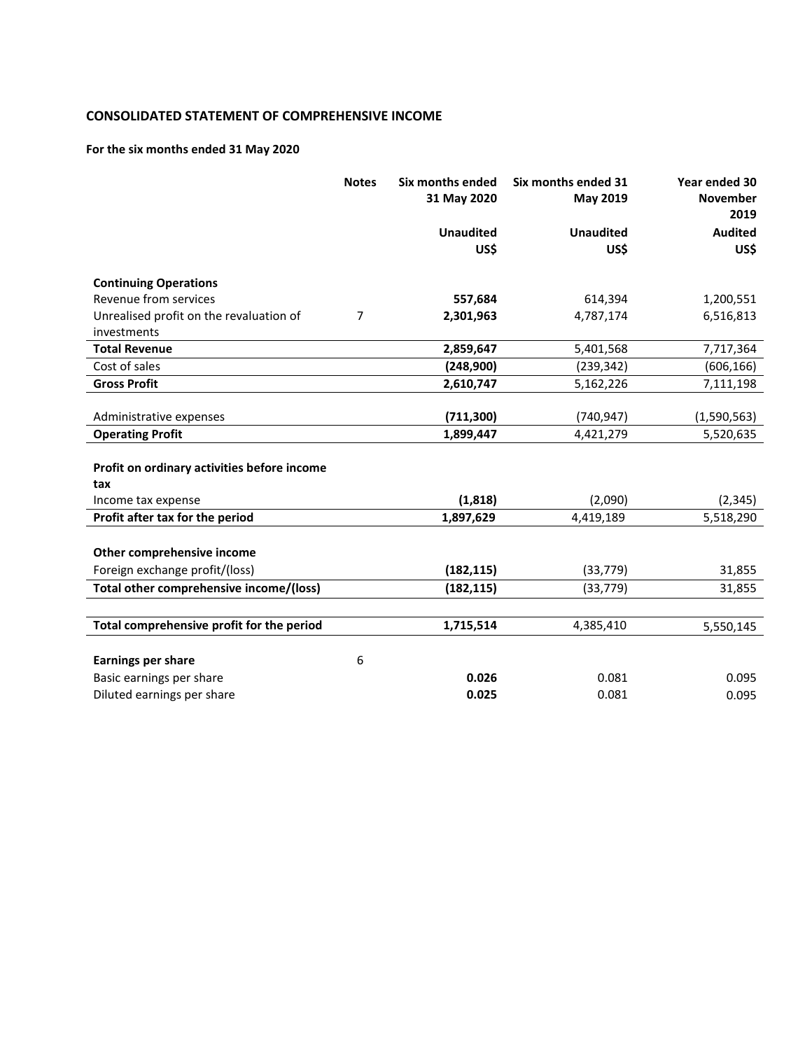**CONSOLIDATED STATEMENT OF COMPREHENSIVE INCOME**

**For the six months ended 31 May 2020**

| | Notes | Six months ended 31 May 2020 | Six months ended 31 May 2019 | Year ended 30 November 2019 |
|---|---|---|---|---|
| | | **Unaudited** | **Unaudited** | **Audited** |
| | | **US$** | **US$** | **US$** |
| **Continuing Operations** | | | | |
| Revenue from services | | **557,684** | 614,394 | 1,200,551 |
| Unrealised profit on the revaluation of investments | 7 | **2,301,963** | 4,787,174 | 6,516,813 |
| **Total Revenue** | | **2,859,647** | 5,401,568 | 7,717,364 |
| Cost of sales | | **(248,900)** | (239,342) | (606,166) |
| **Gross Profit** | | **2,610,747** | 5,162,226 | 7,111,198 |
| | | | | |
| Administrative expenses | | **(711,300)** | (740,947) | (1,590,563) |
| **Operating Profit** | | **1,899,447** | 4,421,279 | 5,520,635 |
| | | | | |
| **Profit on ordinary activities before income tax** | | | | |
| Income tax expense | | **(1,818)** | (2,090) | (2,345) |
| **Profit after tax for the period** | | **1,897,629** | 4,419,189 | 5,518,290 |
| | | | | |
| **Other comprehensive income** | | | | |
| Foreign exchange profit/(loss) | | **(182,115)** | (33,779) | 31,855 |
| **Total other comprehensive income/(loss)** | | **(182,115)** | (33,779) | 31,855 |
| | | | | |
| **Total comprehensive profit for the period** | | **1,715,514** | 4,385,410 | 5,550,145 |
| | | | | |
| **Earnings per share** | 6 | | | |
| Basic earnings per share | | **0.026** | 0.081 | 0.095 |
| Diluted earnings per share | | **0.025** | 0.081 | 0.095 |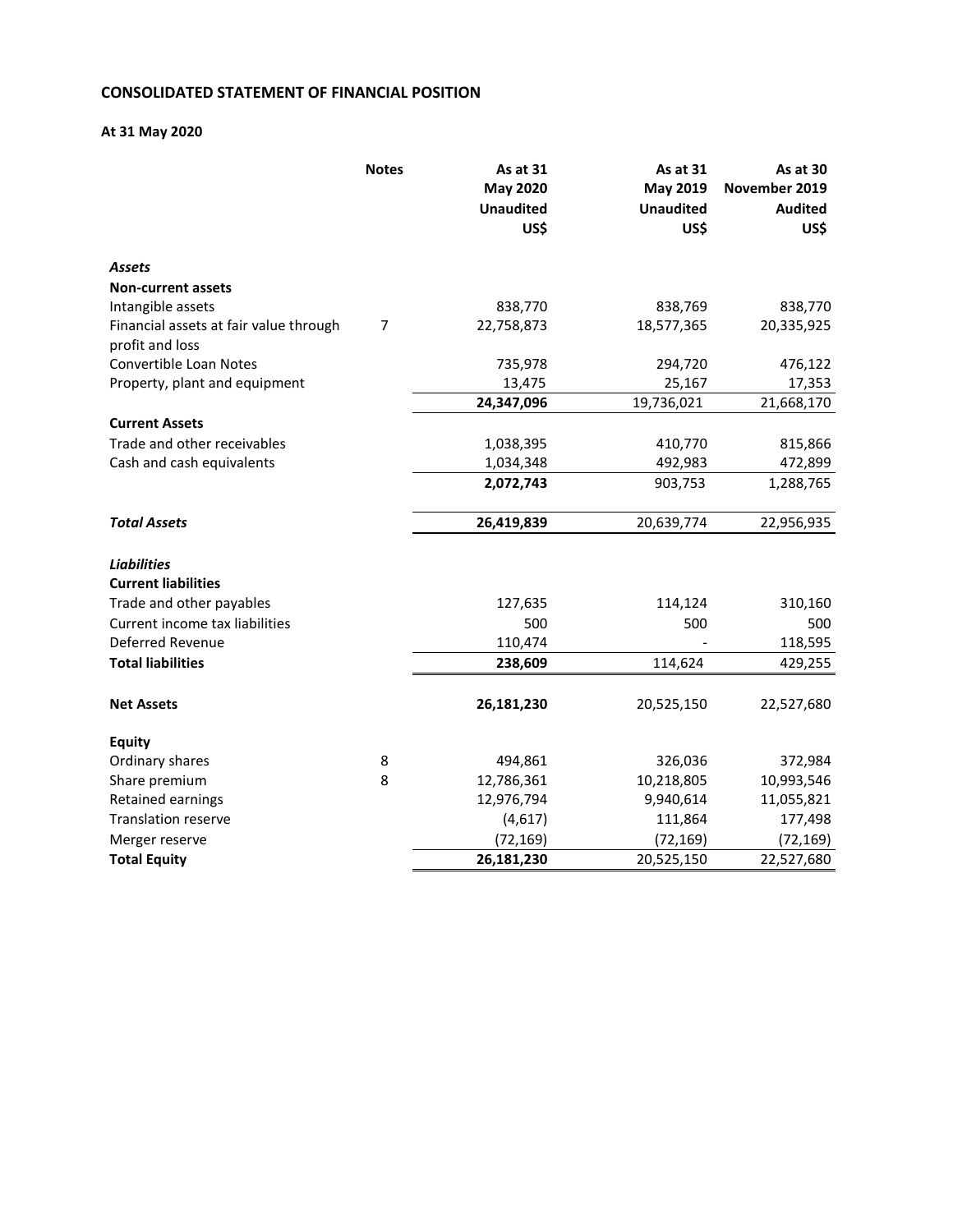# CONSOLIDATED STATEMENT OF FINANCIAL POSITION

**At 31 May 2020**

| | Notes | As at 31 May 2020 Unaudited US$ | As at 31 May 2019 Unaudited US$ | As at 30 November 2019 Audited US$ |
|---|---|---|---|---|
| ***Assets*** | | | | |
| **Non-current assets** | | | | |
| Intangible assets | | 838,770 | 838,769 | 838,770 |
| Financial assets at fair value through profit and loss | 7 | 22,758,873 | 18,577,365 | 20,335,925 |
| Convertible Loan Notes | | 735,978 | 294,720 | 476,122 |
| Property, plant and equipment | | 13,475 | 25,167 | 17,353 |
| | | **24,347,096** | 19,736,021 | 21,668,170 |
| **Current Assets** | | | | |
| Trade and other receivables | | 1,038,395 | 410,770 | 815,866 |
| Cash and cash equivalents | | 1,034,348 | 492,983 | 472,899 |
| | | **2,072,743** | 903,753 | 1,288,765 |
| ***Total Assets*** | | **26,419,839** | 20,639,774 | 22,956,935 |
| ***Liabilities*** | | | | |
| **Current liabilities** | | | | |
| Trade and other payables | | 127,635 | 114,124 | 310,160 |
| Current income tax liabilities | | 500 | 500 | 500 |
| Deferred Revenue | | 110,474 | - | 118,595 |
| **Total liabilities** | | **238,609** | 114,624 | 429,255 |
| **Net Assets** | | **26,181,230** | 20,525,150 | 22,527,680 |
| **Equity** | | | | |
| Ordinary shares | 8 | 494,861 | 326,036 | 372,984 |
| Share premium | 8 | 12,786,361 | 10,218,805 | 10,993,546 |
| Retained earnings | | 12,976,794 | 9,940,614 | 11,055,821 |
| Translation reserve | | (4,617) | 111,864 | 177,498 |
| Merger reserve | | (72,169) | (72,169) | (72,169) |
| **Total Equity** | | **26,181,230** | 20,525,150 | 22,527,680 |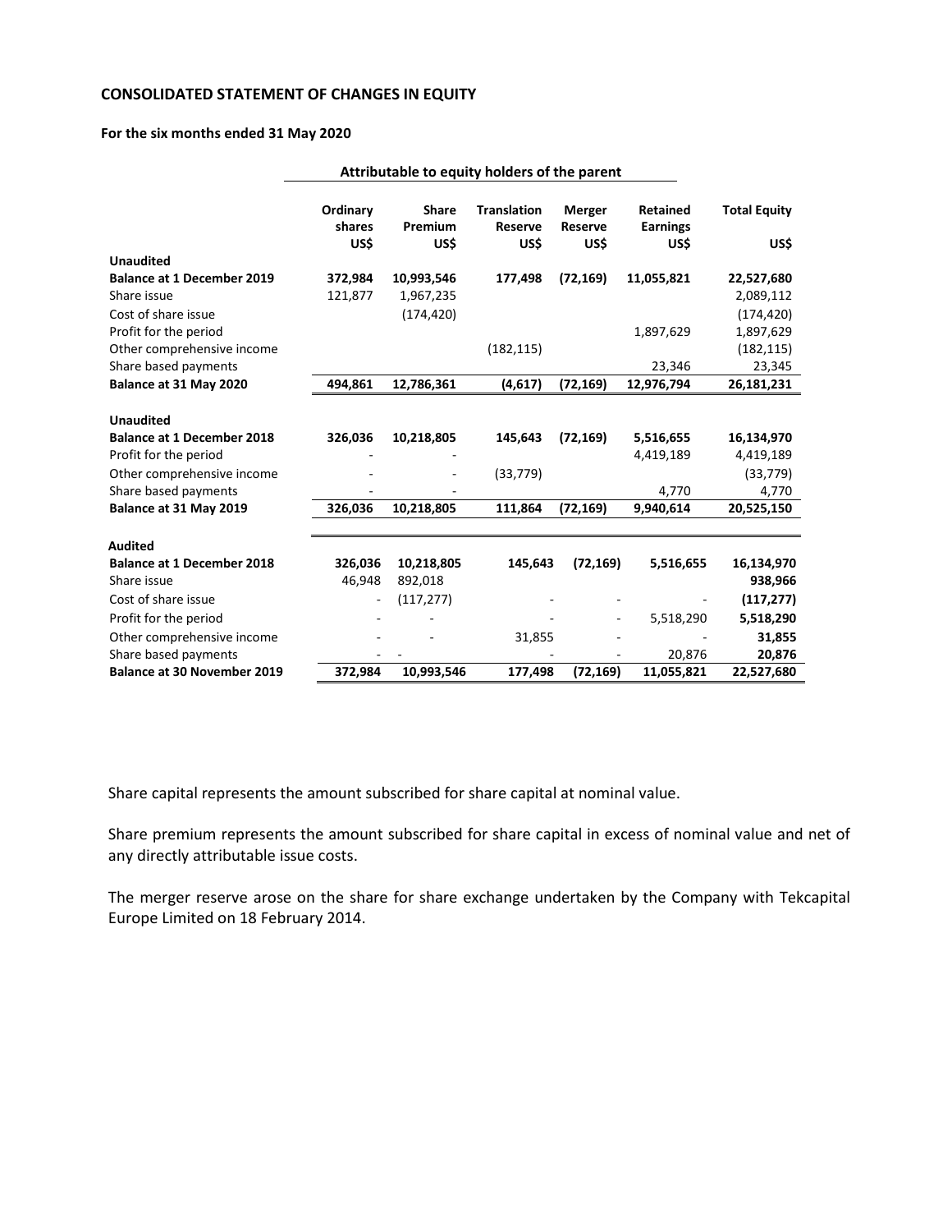**CONSOLIDATED STATEMENT OF CHANGES IN EQUITY**

**For the six months ended 31 May 2020**

| | Attributable to equity holders of the parent | | | | | |
|---|---|---|---|---|---|---|
| | **Ordinary shares US$** | **Share Premium US$** | **Translation Reserve US$** | **Merger Reserve US$** | **Retained Earnings US$** | **Total Equity US$** |
| **Unaudited** | | | | | | |
| **Balance at 1 December 2019** | **372,984** | **10,993,546** | **177,498** | **(72,169)** | **11,055,821** | **22,527,680** |
| Share issue | 121,877 | 1,967,235 | | | | 2,089,112 |
| Cost of share issue | | (174,420) | | | | (174,420) |
| Profit for the period | | | | | 1,897,629 | 1,897,629 |
| Other comprehensive income | | | (182,115) | | | (182,115) |
| Share based payments | | | | | 23,346 | 23,345 |
| **Balance at 31 May 2020** | **494,861** | **12,786,361** | **(4,617)** | **(72,169)** | **12,976,794** | **26,181,231** |
| | | | | | | |
| **Unaudited** | | | | | | |
| **Balance at 1 December 2018** | **326,036** | **10,218,805** | **145,643** | **(72,169)** | **5,516,655** | **16,134,970** |
| Profit for the period | - | - | | | 4,419,189 | 4,419,189 |
| Other comprehensive income | - | - | (33,779) | | | (33,779) |
| Share based payments | - | - | | | 4,770 | 4,770 |
| **Balance at 31 May 2019** | **326,036** | **10,218,805** | **111,864** | **(72,169)** | **9,940,614** | **20,525,150** |
| | | | | | | |
| **Audited** | | | | | | |
| **Balance at 1 December 2018** | **326,036** | **10,218,805** | **145,643** | **(72,169)** | **5,516,655** | **16,134,970** |
| Share issue | 46,948 | 892,018 | | | | **938,966** |
| Cost of share issue | - | (117,277) | - | - | - | **(117,277)** |
| Profit for the period | - | - | - | - | 5,518,290 | **5,518,290** |
| Other comprehensive income | - | - | 31,855 | - | - | **31,855** |
| Share based payments | - | - | - | - | 20,876 | **20,876** |
| **Balance at 30 November 2019** | **372,984** | **10,993,546** | **177,498** | **(72,169)** | **11,055,821** | **22,527,680** |

Share capital represents the amount subscribed for share capital at nominal value.

Share premium represents the amount subscribed for share capital in excess of nominal value and net of any directly attributable issue costs.

The merger reserve arose on the share for share exchange undertaken by the Company with Tekcapital Europe Limited on 18 February 2014.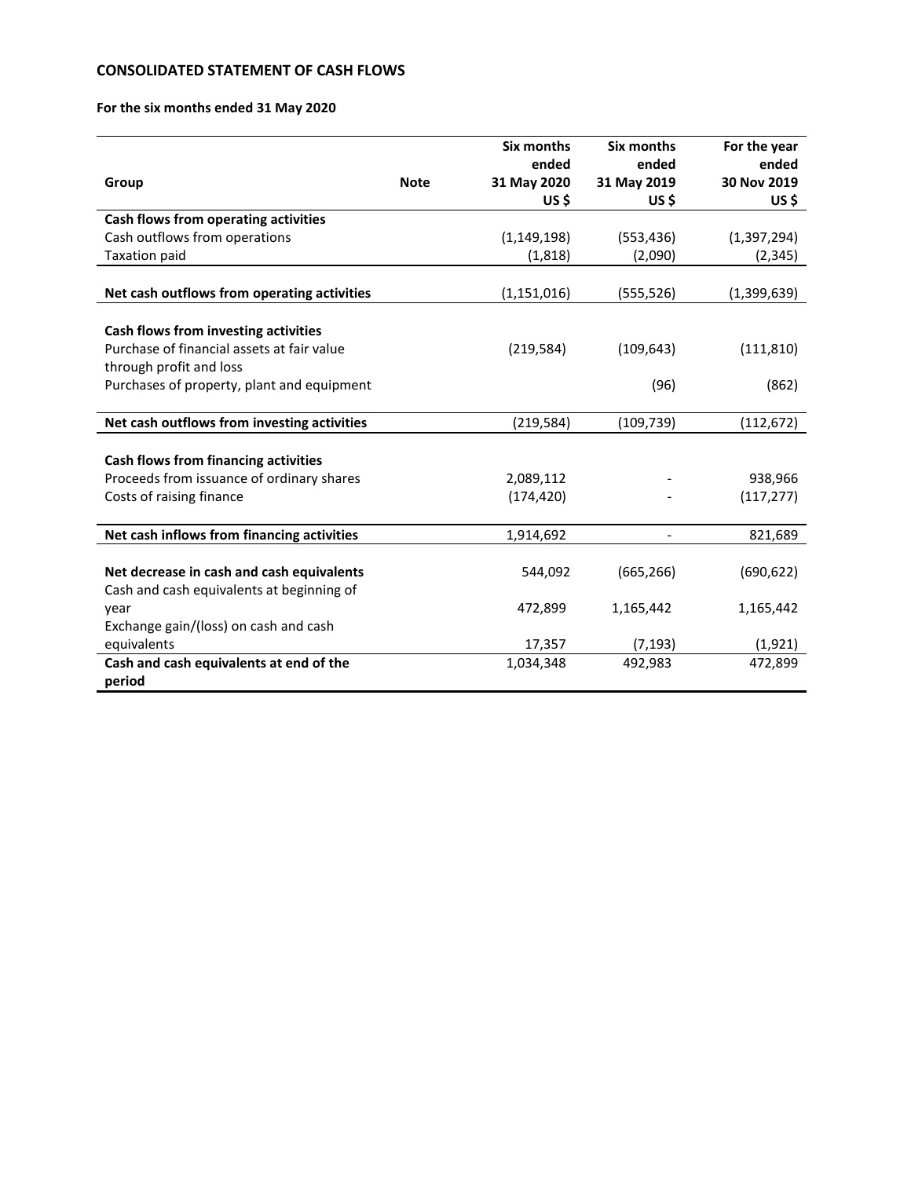## CONSOLIDATED STATEMENT OF CASH FLOWS

**For the six months ended 31 May 2020**

| Group | Note | Six months ended 31 May 2020 US $ | Six months ended 31 May 2019 US $ | For the year ended 30 Nov 2019 US $ |
|---|---|---|---|---|
| **Cash flows from operating activities** | | | | |
| Cash outflows from operations | | (1,149,198) | (553,436) | (1,397,294) |
| Taxation paid | | (1,818) | (2,090) | (2,345) |
| **Net cash outflows from operating activities** | | (1,151,016) | (555,526) | (1,399,639) |
| **Cash flows from investing activities** | | | | |
| Purchase of financial assets at fair value through profit and loss | | (219,584) | (109,643) | (111,810) |
| Purchases of property, plant and equipment | | | (96) | (862) |
| **Net cash outflows from investing activities** | | (219,584) | (109,739) | (112,672) |
| **Cash flows from financing activities** | | | | |
| Proceeds from issuance of ordinary shares | | 2,089,112 | - | 938,966 |
| Costs of raising finance | | (174,420) | - | (117,277) |
| **Net cash inflows from financing activities** | | 1,914,692 | - | 821,689 |
| **Net decrease in cash and cash equivalents** | | 544,092 | (665,266) | (690,622) |
| Cash and cash equivalents at beginning of year | | 472,899 | 1,165,442 | 1,165,442 |
| Exchange gain/(loss) on cash and cash equivalents | | 17,357 | (7,193) | (1,921) |
| **Cash and cash equivalents at end of the period** | | 1,034,348 | 492,983 | 472,899 |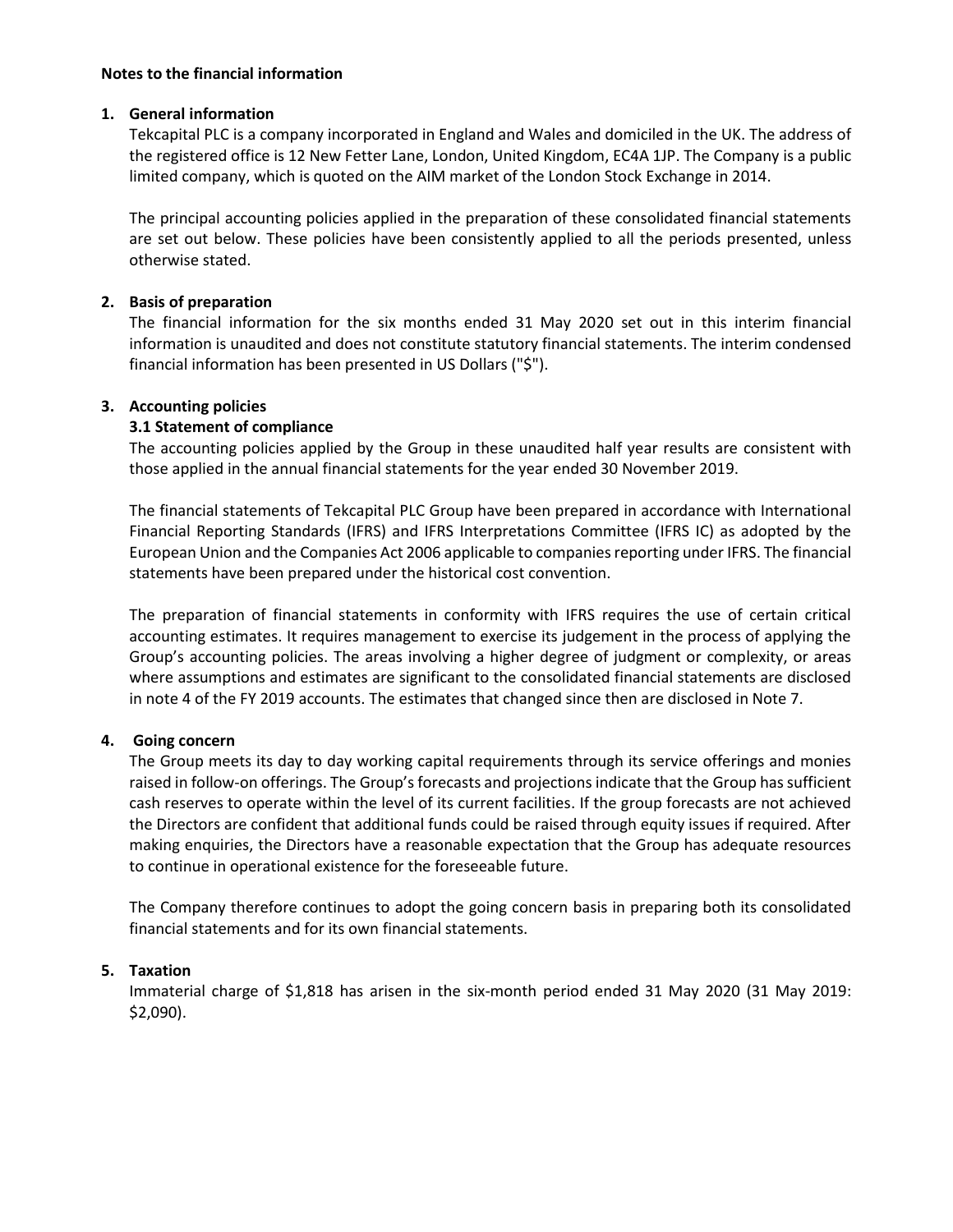**Notes to the financial information**

1. **General information**

   Tekcapital PLC is a company incorporated in England and Wales and domiciled in the UK. The address of the registered office is 12 New Fetter Lane, London, United Kingdom, EC4A 1JP. The Company is a public limited company, which is quoted on the AIM market of the London Stock Exchange in 2014.

   The principal accounting policies applied in the preparation of these consolidated financial statements are set out below. These policies have been consistently applied to all the periods presented, unless otherwise stated.

2. **Basis of preparation**

   The financial information for the six months ended 31 May 2020 set out in this interim financial information is unaudited and does not constitute statutory financial statements. The interim condensed financial information has been presented in US Dollars ("$").

3. **Accounting policies**

   **3.1 Statement of compliance**

   The accounting policies applied by the Group in these unaudited half year results are consistent with those applied in the annual financial statements for the year ended 30 November 2019.

   The financial statements of Tekcapital PLC Group have been prepared in accordance with International Financial Reporting Standards (IFRS) and IFRS Interpretations Committee (IFRS IC) as adopted by the European Union and the Companies Act 2006 applicable to companies reporting under IFRS. The financial statements have been prepared under the historical cost convention.

   The preparation of financial statements in conformity with IFRS requires the use of certain critical accounting estimates. It requires management to exercise its judgement in the process of applying the Group's accounting policies. The areas involving a higher degree of judgment or complexity, or areas where assumptions and estimates are significant to the consolidated financial statements are disclosed in note 4 of the FY 2019 accounts. The estimates that changed since then are disclosed in Note 7.

4. **Going concern**

   The Group meets its day to day working capital requirements through its service offerings and monies raised in follow-on offerings. The Group's forecasts and projections indicate that the Group has sufficient cash reserves to operate within the level of its current facilities. If the group forecasts are not achieved the Directors are confident that additional funds could be raised through equity issues if required. After making enquiries, the Directors have a reasonable expectation that the Group has adequate resources to continue in operational existence for the foreseeable future.

   The Company therefore continues to adopt the going concern basis in preparing both its consolidated financial statements and for its own financial statements.

5. **Taxation**

   Immaterial charge of $1,818 has arisen in the six-month period ended 31 May 2020 (31 May 2019: $2,090).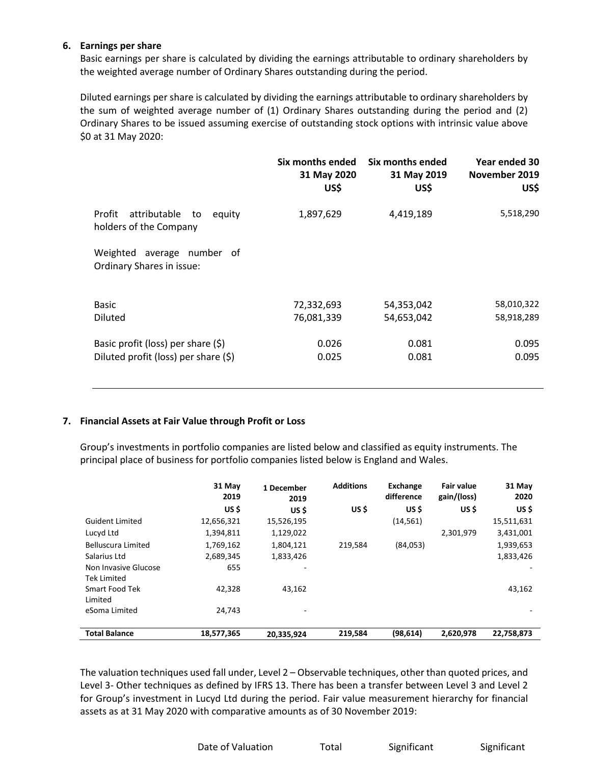## 6. Earnings per share

Basic earnings per share is calculated by dividing the earnings attributable to ordinary shareholders by the weighted average number of Ordinary Shares outstanding during the period.

Diluted earnings per share is calculated by dividing the earnings attributable to ordinary shareholders by the sum of weighted average number of (1) Ordinary Shares outstanding during the period and (2) Ordinary Shares to be issued assuming exercise of outstanding stock options with intrinsic value above $0 at 31 May 2020:

| | Six months ended 31 May 2020 US$ | Six months ended 31 May 2019 US$ | Year ended 30 November 2019 US$ |
|---|---|---|---|
| Profit attributable to equity holders of the Company | 1,897,629 | 4,419,189 | 5,518,290 |
| Weighted average number of Ordinary Shares in issue: | | | |
| Basic | 72,332,693 | 54,353,042 | 58,010,322 |
| Diluted | 76,081,339 | 54,653,042 | 58,918,289 |
| Basic profit (loss) per share ($) | 0.026 | 0.081 | 0.095 |
| Diluted profit (loss) per share ($) | 0.025 | 0.081 | 0.095 |

## 7. Financial Assets at Fair Value through Profit or Loss

Group's investments in portfolio companies are listed below and classified as equity instruments. The principal place of business for portfolio companies listed below is England and Wales.

| | 31 May 2019 US $ | 1 December 2019 US $ | Additions US $ | Exchange difference US $ | Fair value gain/(loss) US $ | 31 May 2020 US $ |
|---|---|---|---|---|---|---|
| Guident Limited | 12,656,321 | 15,526,195 | | (14,561) | | 15,511,631 |
| Lucyd Ltd | 1,394,811 | 1,129,022 | | | 2,301,979 | 3,431,001 |
| Belluscura Limited | 1,769,162 | 1,804,121 | 219,584 | (84,053) | | 1,939,653 |
| Salarius Ltd | 2,689,345 | 1,833,426 | | | | 1,833,426 |
| Non Invasive Glucose Tek Limited | 655 | - | | | | - |
| Smart Food Tek Limited | 42,328 | 43,162 | | | | 43,162 |
| eSoma Limited | 24,743 | - | | | | - |
| **Total Balance** | **18,577,365** | **20,335,924** | **219,584** | **(98,614)** | **2,620,978** | **22,758,873** |

The valuation techniques used fall under, Level 2 – Observable techniques, other than quoted prices, and Level 3- Other techniques as defined by IFRS 13. There has been a transfer between Level 3 and Level 2 for Group's investment in Lucyd Ltd during the period. Fair value measurement hierarchy for financial assets as at 31 May 2020 with comparative amounts as of 30 November 2019:

| Date of Valuation | Total | Significant | Significant |
|---|---|---|---|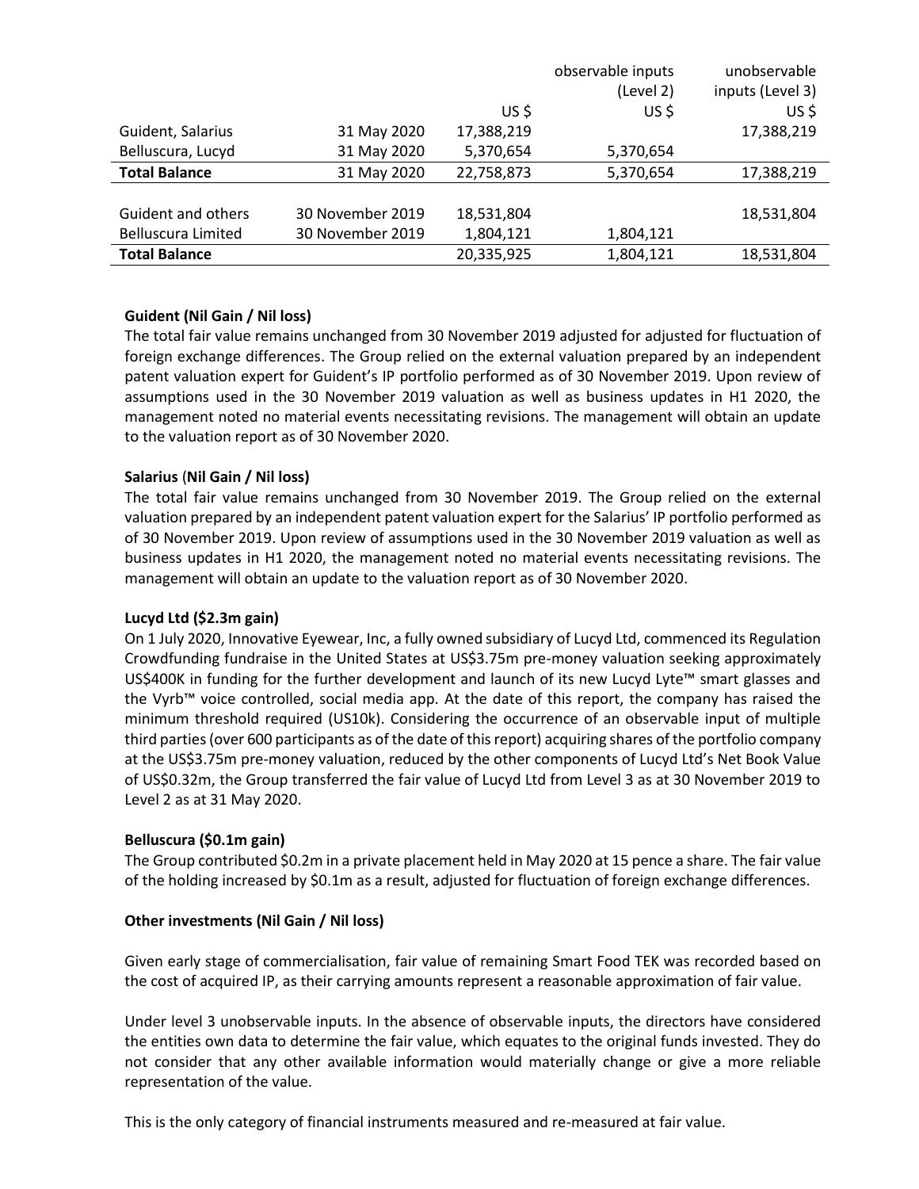| | | | observable inputs (Level 2) | unobservable inputs (Level 3) |
|---|---|---|---|---|
| | | US $ | US $ | US $ |
| Guident, Salarius | 31 May 2020 | 17,388,219 | | 17,388,219 |
| Belluscura, Lucyd | 31 May 2020 | 5,370,654 | 5,370,654 | |
| **Total Balance** | 31 May 2020 | 22,758,873 | 5,370,654 | 17,388,219 |
| | | | | |
| Guident and others | 30 November 2019 | 18,531,804 | | 18,531,804 |
| Belluscura Limited | 30 November 2019 | 1,804,121 | 1,804,121 | |
| **Total Balance** | | 20,335,925 | 1,804,121 | 18,531,804 |

**Guident (Nil Gain / Nil loss)**

The total fair value remains unchanged from 30 November 2019 adjusted for adjusted for fluctuation of foreign exchange differences. The Group relied on the external valuation prepared by an independent patent valuation expert for Guident's IP portfolio performed as of 30 November 2019. Upon review of assumptions used in the 30 November 2019 valuation as well as business updates in H1 2020, the management noted no material events necessitating revisions. The management will obtain an update to the valuation report as of 30 November 2020.

**Salarius (Nil Gain / Nil loss)**

The total fair value remains unchanged from 30 November 2019. The Group relied on the external valuation prepared by an independent patent valuation expert for the Salarius' IP portfolio performed as of 30 November 2019. Upon review of assumptions used in the 30 November 2019 valuation as well as business updates in H1 2020, the management noted no material events necessitating revisions. The management will obtain an update to the valuation report as of 30 November 2020.

**Lucyd Ltd ($2.3m gain)**

On 1 July 2020, Innovative Eyewear, Inc, a fully owned subsidiary of Lucyd Ltd, commenced its Regulation Crowdfunding fundraise in the United States at US$3.75m pre-money valuation seeking approximately US$400K in funding for the further development and launch of its new Lucyd Lyte™ smart glasses and the Vyrb™ voice controlled, social media app. At the date of this report, the company has raised the minimum threshold required (US10k). Considering the occurrence of an observable input of multiple third parties (over 600 participants as of the date of this report) acquiring shares of the portfolio company at the US$3.75m pre-money valuation, reduced by the other components of Lucyd Ltd's Net Book Value of US$0.32m, the Group transferred the fair value of Lucyd Ltd from Level 3 as at 30 November 2019 to Level 2 as at 31 May 2020.

**Belluscura ($0.1m gain)**

The Group contributed $0.2m in a private placement held in May 2020 at 15 pence a share. The fair value of the holding increased by $0.1m as a result, adjusted for fluctuation of foreign exchange differences.

**Other investments (Nil Gain / Nil loss)**

Given early stage of commercialisation, fair value of remaining Smart Food TEK was recorded based on the cost of acquired IP, as their carrying amounts represent a reasonable approximation of fair value.

Under level 3 unobservable inputs. In the absence of observable inputs, the directors have considered the entities own data to determine the fair value, which equates to the original funds invested. They do not consider that any other available information would materially change or give a more reliable representation of the value.

This is the only category of financial instruments measured and re-measured at fair value.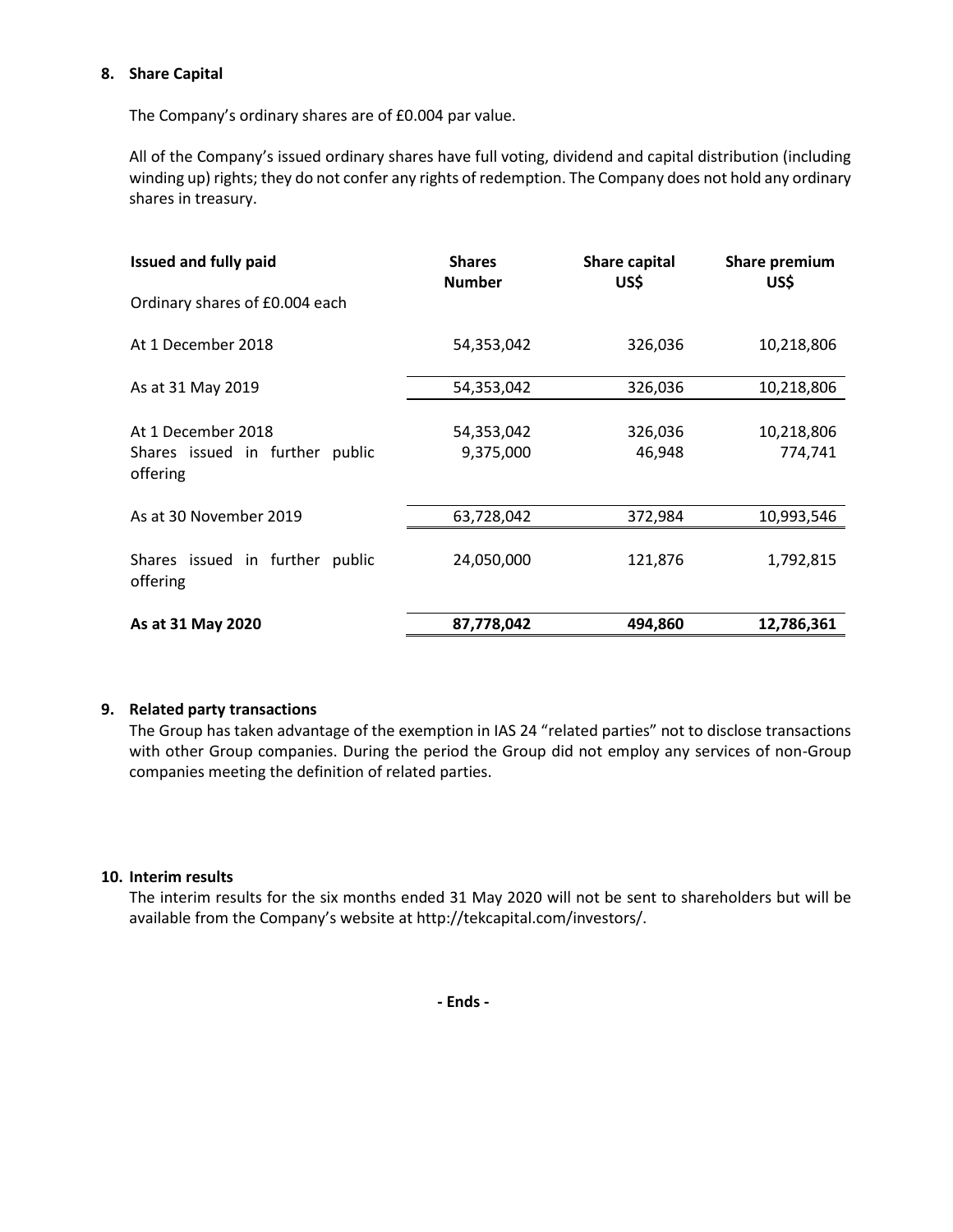## 8. Share Capital

The Company's ordinary shares are of £0.004 par value.

All of the Company's issued ordinary shares have full voting, dividend and capital distribution (including winding up) rights; they do not confer any rights of redemption. The Company does not hold any ordinary shares in treasury.

| Issued and fully paid | Shares Number | Share capital US$ | Share premium US$ |
|---|---|---|---|
| Ordinary shares of £0.004 each | | | |
| At 1 December 2018 | 54,353,042 | 326,036 | 10,218,806 |
| As at 31 May 2019 | 54,353,042 | 326,036 | 10,218,806 |
| At 1 December 2018 | 54,353,042 | 326,036 | 10,218,806 |
| Shares issued in further public offering | 9,375,000 | 46,948 | 774,741 |
| As at 30 November 2019 | 63,728,042 | 372,984 | 10,993,546 |
| Shares issued in further public offering | 24,050,000 | 121,876 | 1,792,815 |
| **As at 31 May 2020** | **87,778,042** | **494,860** | **12,786,361** |

## 9. Related party transactions

The Group has taken advantage of the exemption in IAS 24 "related parties" not to disclose transactions with other Group companies. During the period the Group did not employ any services of non-Group companies meeting the definition of related parties.

## 10. Interim results

The interim results for the six months ended 31 May 2020 will not be sent to shareholders but will be available from the Company's website at http://tekcapital.com/investors/.

**- Ends -**